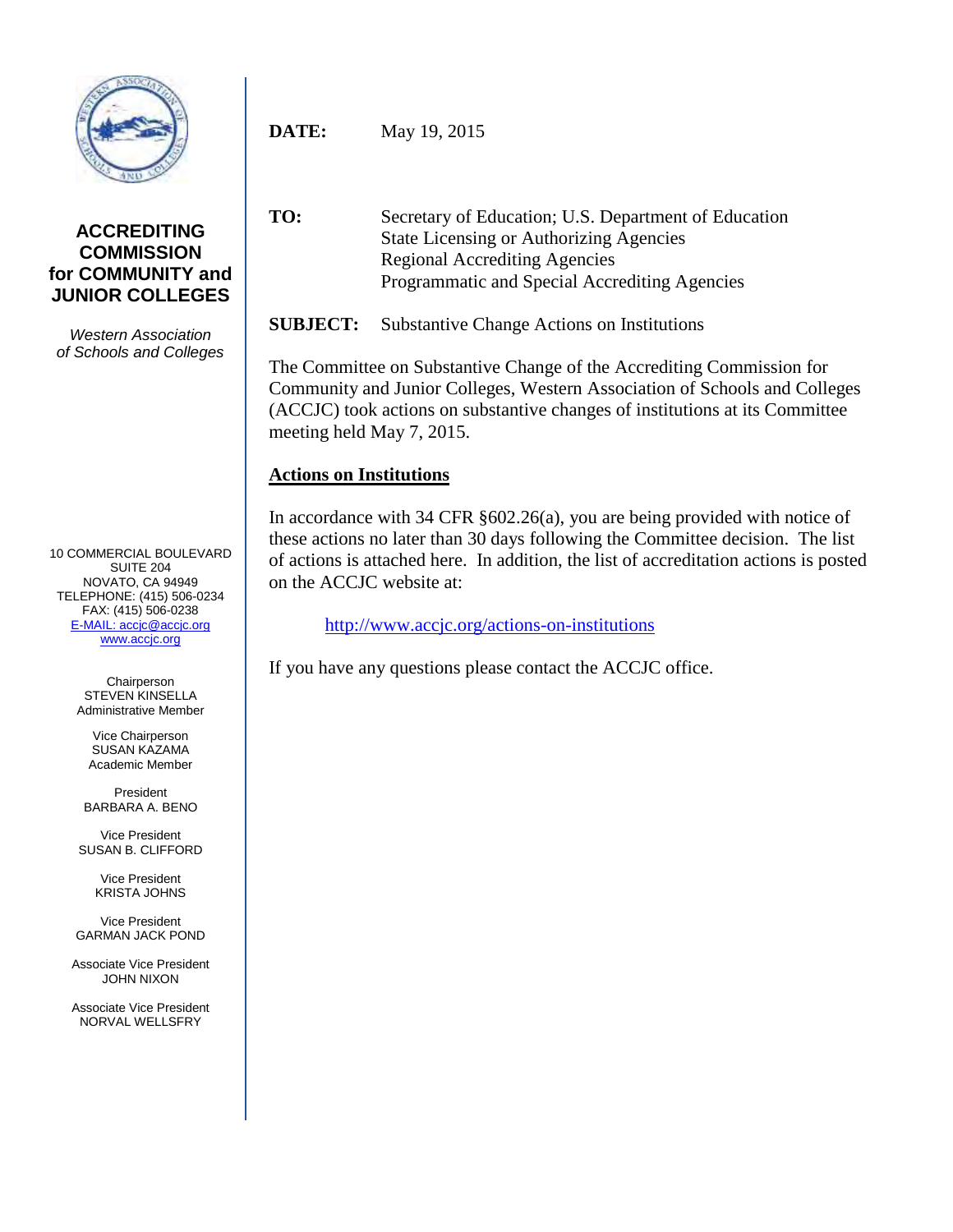**ACCREDITING COMMISSION for COMMUNITY and JUNIOR COLLEGES**

*Western Association of Schools and Colleges*

10 COMMERCIAL BOULEVARD
SUITE 204
NOVATO, CA 94949
TELEPHONE: (415) 506-0234
FAX: (415) 506-0238
E-MAIL: accjc@accjc.org
www.accjc.org

Chairperson
STEVEN KINSELLA
Administrative Member

Vice Chairperson
SUSAN KAZAMA
Academic Member

President
BARBARA A. BENO

Vice President
SUSAN B. CLIFFORD

Vice President
KRISTA JOHNS

Vice President
GARMAN JACK POND

Associate Vice President
JOHN NIXON

Associate Vice President
NORVAL WELLSFRY

**DATE:** May 19, 2015

**TO:** Secretary of Education; U.S. Department of Education
State Licensing or Authorizing Agencies
Regional Accrediting Agencies
Programmatic and Special Accrediting Agencies

**SUBJECT:** Substantive Change Actions on Institutions

The Committee on Substantive Change of the Accrediting Commission for Community and Junior Colleges, Western Association of Schools and Colleges (ACCJC) took actions on substantive changes of institutions at its Committee meeting held May 7, 2015.

**Actions on Institutions**

In accordance with 34 CFR §602.26(a), you are being provided with notice of these actions no later than 30 days following the Committee decision. The list of actions is attached here. In addition, the list of accreditation actions is posted on the ACCJC website at:

http://www.accjc.org/actions-on-institutions

If you have any questions please contact the ACCJC office.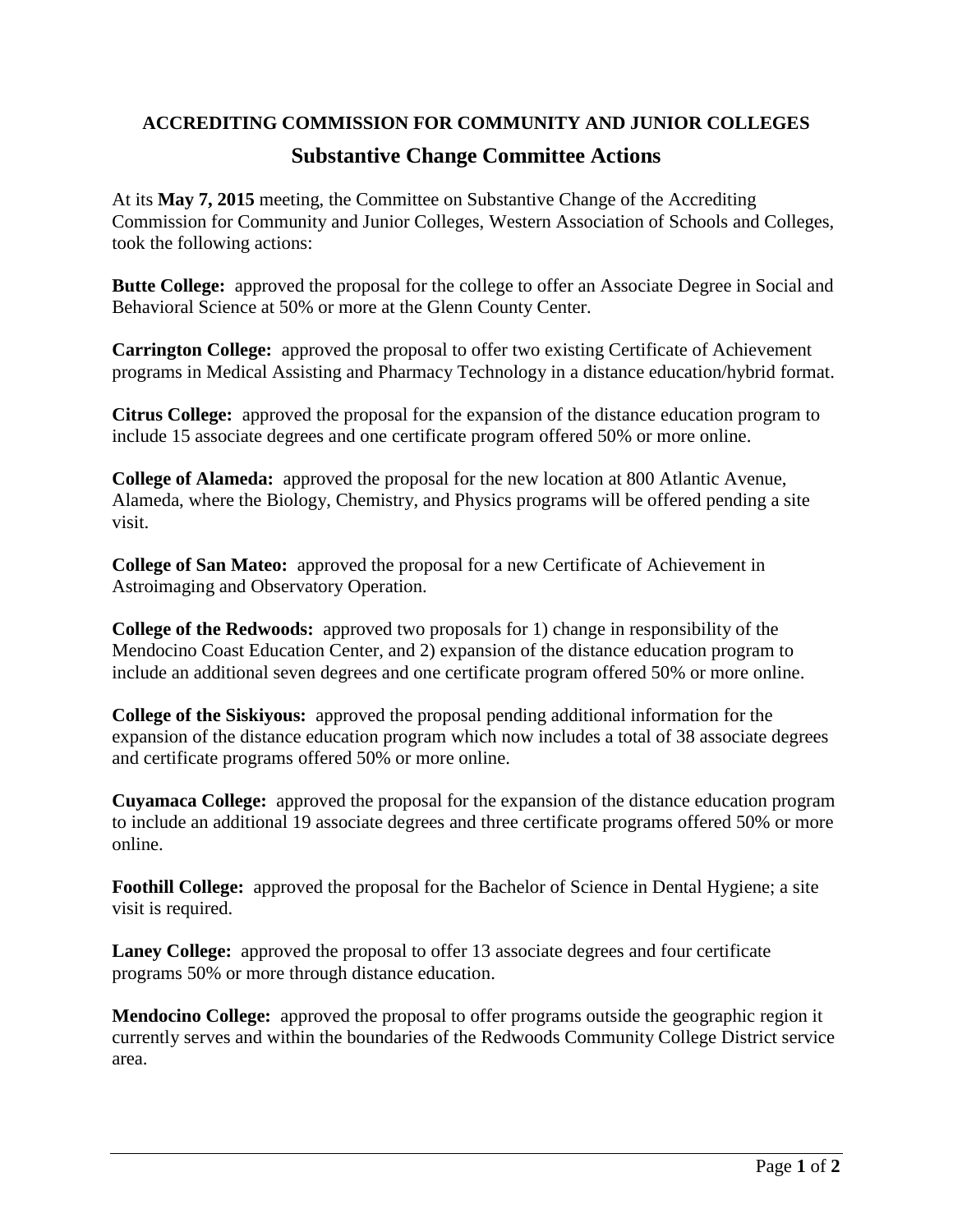**ACCREDITING COMMISSION FOR COMMUNITY AND JUNIOR COLLEGES**

# Substantive Change Committee Actions

At its **May 7, 2015** meeting, the Committee on Substantive Change of the Accrediting Commission for Community and Junior Colleges, Western Association of Schools and Colleges, took the following actions:

**Butte College:** approved the proposal for the college to offer an Associate Degree in Social and Behavioral Science at 50% or more at the Glenn County Center.

**Carrington College:** approved the proposal to offer two existing Certificate of Achievement programs in Medical Assisting and Pharmacy Technology in a distance education/hybrid format.

**Citrus College:** approved the proposal for the expansion of the distance education program to include 15 associate degrees and one certificate program offered 50% or more online.

**College of Alameda:** approved the proposal for the new location at 800 Atlantic Avenue, Alameda, where the Biology, Chemistry, and Physics programs will be offered pending a site visit.

**College of San Mateo:** approved the proposal for a new Certificate of Achievement in Astroimaging and Observatory Operation.

**College of the Redwoods:** approved two proposals for 1) change in responsibility of the Mendocino Coast Education Center, and 2) expansion of the distance education program to include an additional seven degrees and one certificate program offered 50% or more online.

**College of the Siskiyous:** approved the proposal pending additional information for the expansion of the distance education program which now includes a total of 38 associate degrees and certificate programs offered 50% or more online.

**Cuyamaca College:** approved the proposal for the expansion of the distance education program to include an additional 19 associate degrees and three certificate programs offered 50% or more online.

**Foothill College:** approved the proposal for the Bachelor of Science in Dental Hygiene; a site visit is required.

**Laney College:** approved the proposal to offer 13 associate degrees and four certificate programs 50% or more through distance education.

**Mendocino College:** approved the proposal to offer programs outside the geographic region it currently serves and within the boundaries of the Redwoods Community College District service area.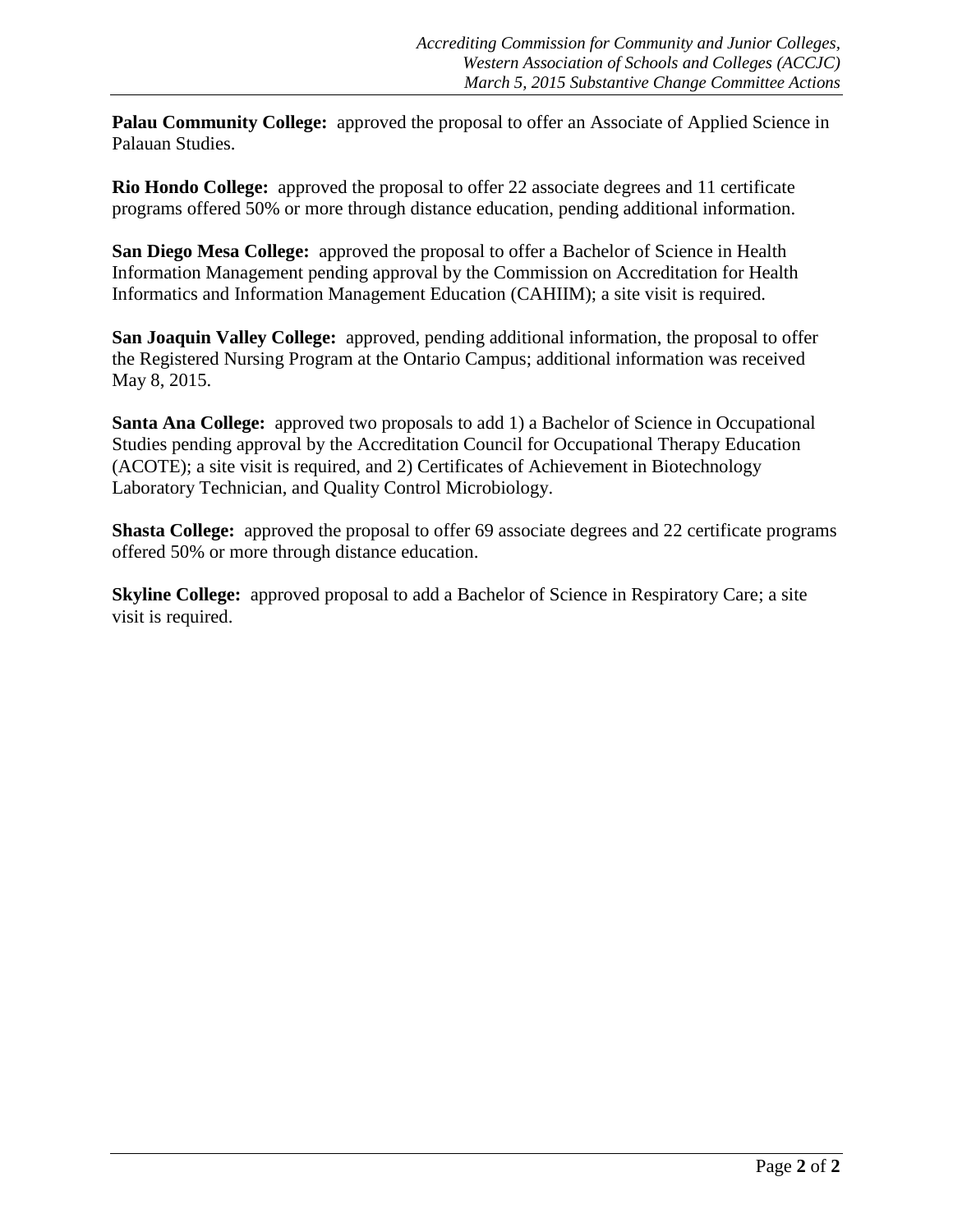**Palau Community College:** approved the proposal to offer an Associate of Applied Science in Palauan Studies.

**Rio Hondo College:** approved the proposal to offer 22 associate degrees and 11 certificate programs offered 50% or more through distance education, pending additional information.

**San Diego Mesa College:** approved the proposal to offer a Bachelor of Science in Health Information Management pending approval by the Commission on Accreditation for Health Informatics and Information Management Education (CAHIIM); a site visit is required.

**San Joaquin Valley College:** approved, pending additional information, the proposal to offer the Registered Nursing Program at the Ontario Campus; additional information was received May 8, 2015.

**Santa Ana College:** approved two proposals to add 1) a Bachelor of Science in Occupational Studies pending approval by the Accreditation Council for Occupational Therapy Education (ACOTE); a site visit is required, and 2) Certificates of Achievement in Biotechnology Laboratory Technician, and Quality Control Microbiology.

**Shasta College:** approved the proposal to offer 69 associate degrees and 22 certificate programs offered 50% or more through distance education.

**Skyline College:** approved proposal to add a Bachelor of Science in Respiratory Care; a site visit is required.